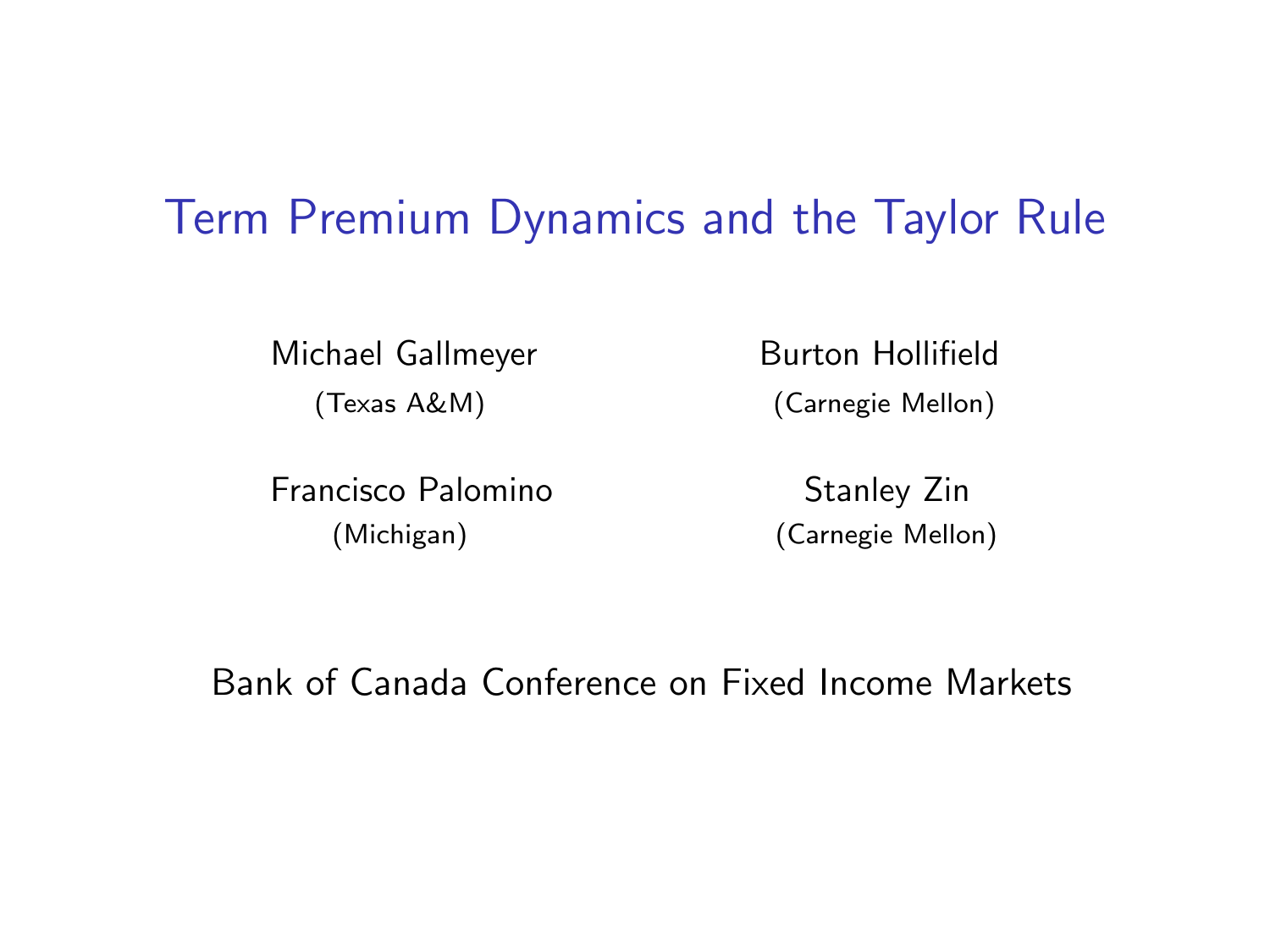# Term Premium Dynamics and the Taylor Rule

Michael Gallmeyer
(Texas A&M)

Burton Hollifield
(Carnegie Mellon)

Francisco Palomino
(Michigan)

Stanley Zin
(Carnegie Mellon)

Bank of Canada Conference on Fixed Income Markets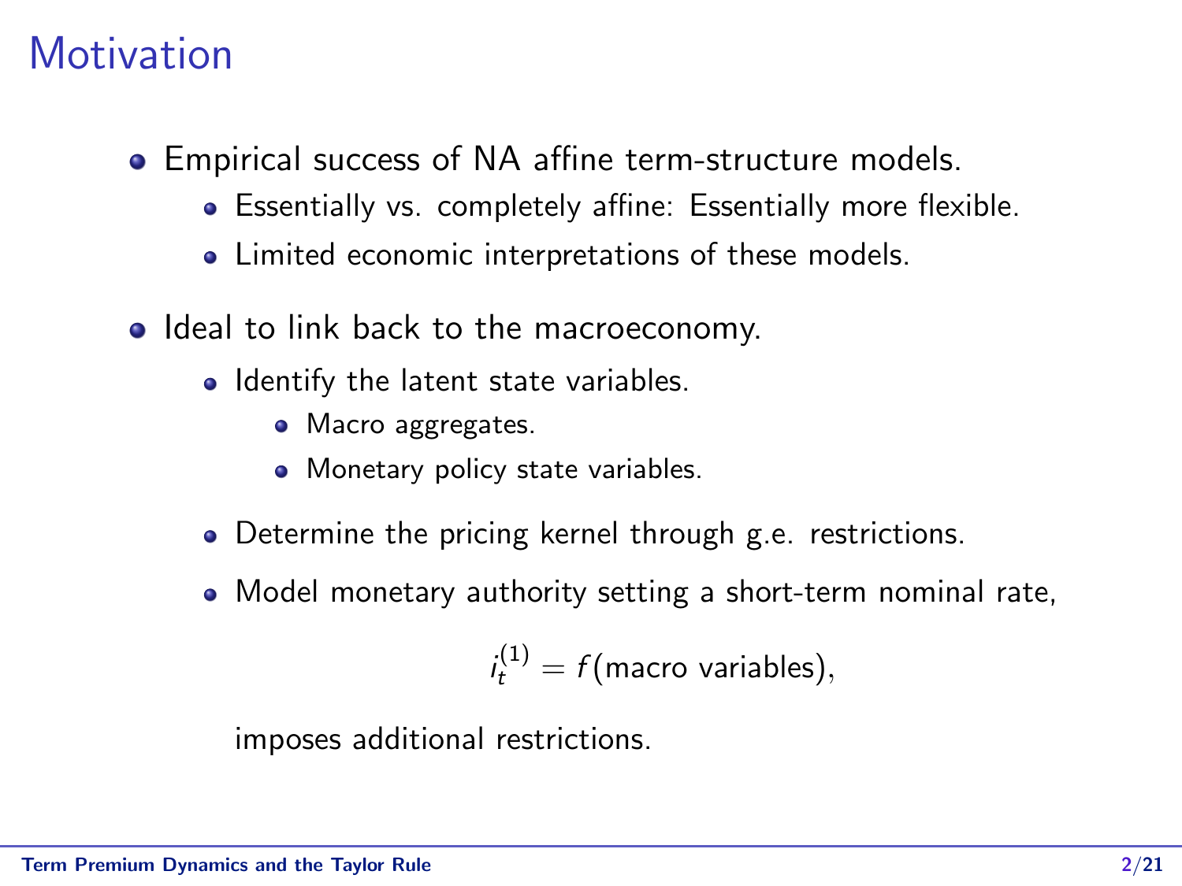# Motivation

- Empirical success of NA affine term-structure models.
  - Essentially vs. completely affine: Essentially more flexible.
  - Limited economic interpretations of these models.
- Ideal to link back to the macroeconomy.
  - Identify the latent state variables.
    - Macro aggregates.
    - Monetary policy state variables.
  - Determine the pricing kernel through g.e. restrictions.
  - Model monetary authority setting a short-term nominal rate,

    $$i_t^{(1)} = f(\text{macro variables}),$$

    imposes additional restrictions.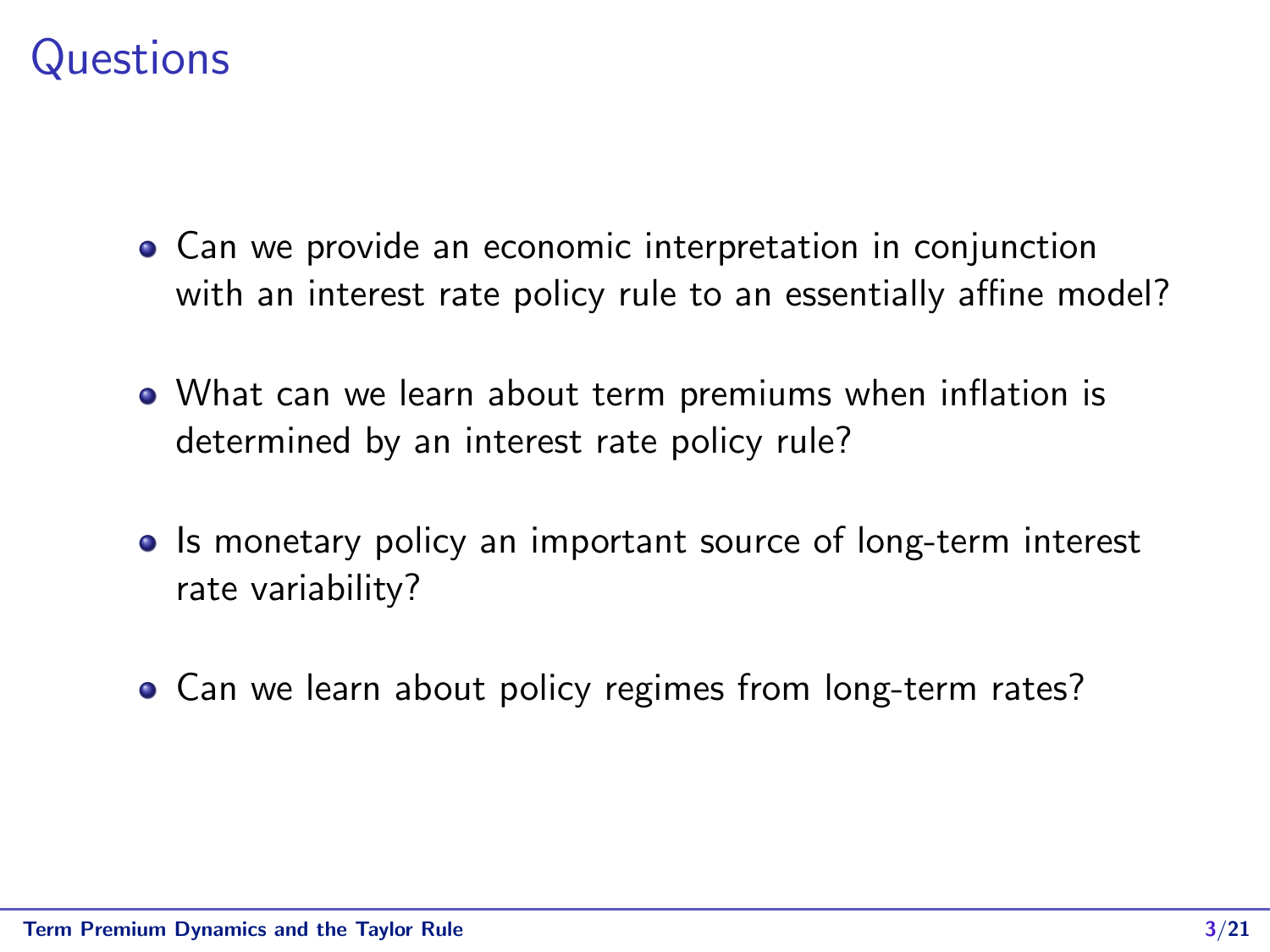# Questions

- Can we provide an economic interpretation in conjunction with an interest rate policy rule to an essentially affine model?
- What can we learn about term premiums when inflation is determined by an interest rate policy rule?
- Is monetary policy an important source of long-term interest rate variability?
- Can we learn about policy regimes from long-term rates?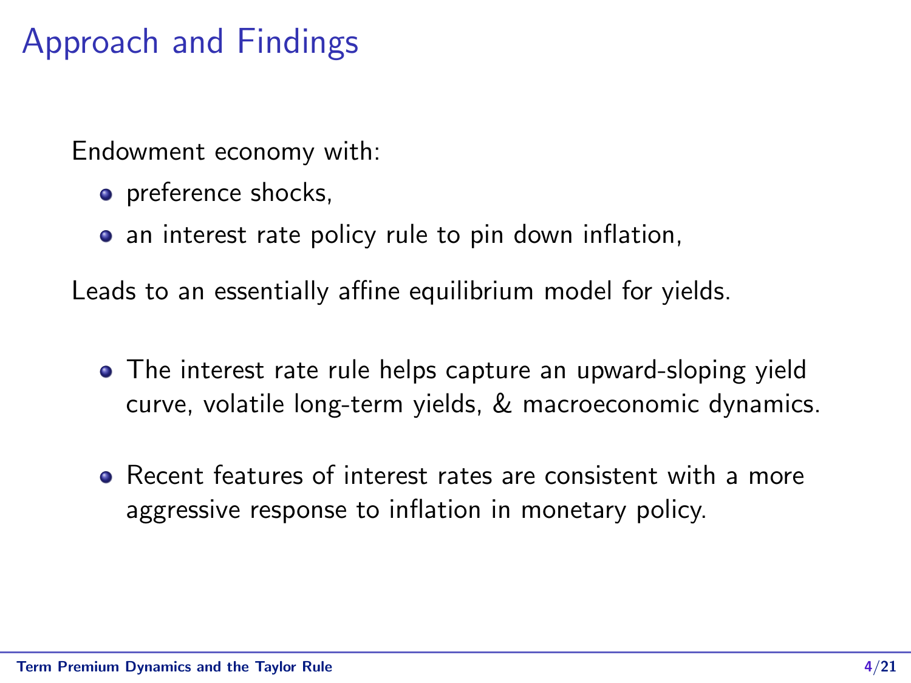# Approach and Findings

Endowment economy with:

- preference shocks,
- an interest rate policy rule to pin down inflation,

Leads to an essentially affine equilibrium model for yields.

- The interest rate rule helps capture an upward-sloping yield curve, volatile long-term yields, & macroeconomic dynamics.
- Recent features of interest rates are consistent with a more aggressive response to inflation in monetary policy.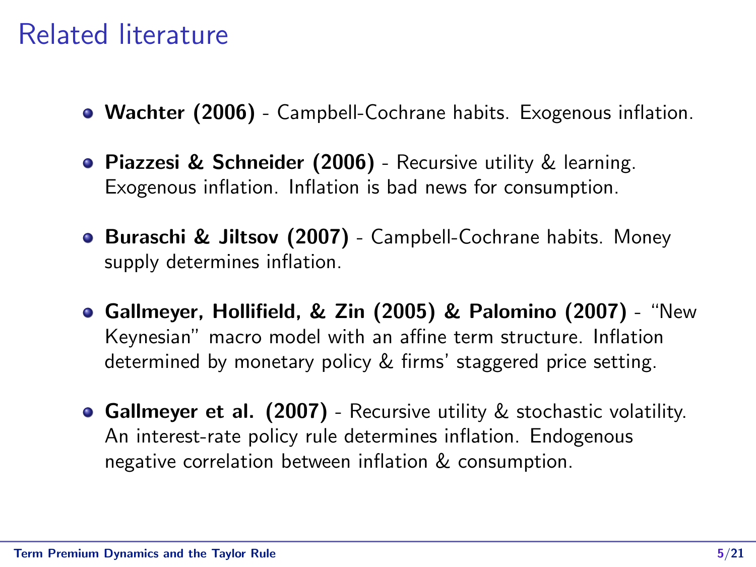# Related literature

- **Wachter (2006)** - Campbell-Cochrane habits. Exogenous inflation.
- **Piazzesi & Schneider (2006)** - Recursive utility & learning. Exogenous inflation. Inflation is bad news for consumption.
- **Buraschi & Jiltsov (2007)** - Campbell-Cochrane habits. Money supply determines inflation.
- **Gallmeyer, Hollifield, & Zin (2005) & Palomino (2007)** - "New Keynesian" macro model with an affine term structure. Inflation determined by monetary policy & firms' staggered price setting.
- **Gallmeyer et al. (2007)** - Recursive utility & stochastic volatility. An interest-rate policy rule determines inflation. Endogenous negative correlation between inflation & consumption.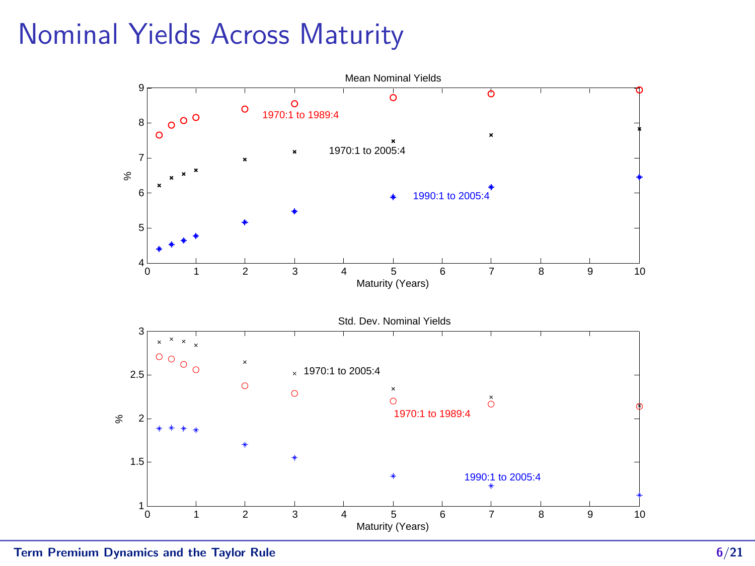# Nominal Yields Across Maturity

Mean Nominal Yields

1970:1 to 1989:4

1970:1 to 2005:4

1990:1 to 2005:4

Maturity (Years)

Std. Dev. Nominal Yields

1970:1 to 2005:4

1970:1 to 1989:4

1990:1 to 2005:4

Maturity (Years)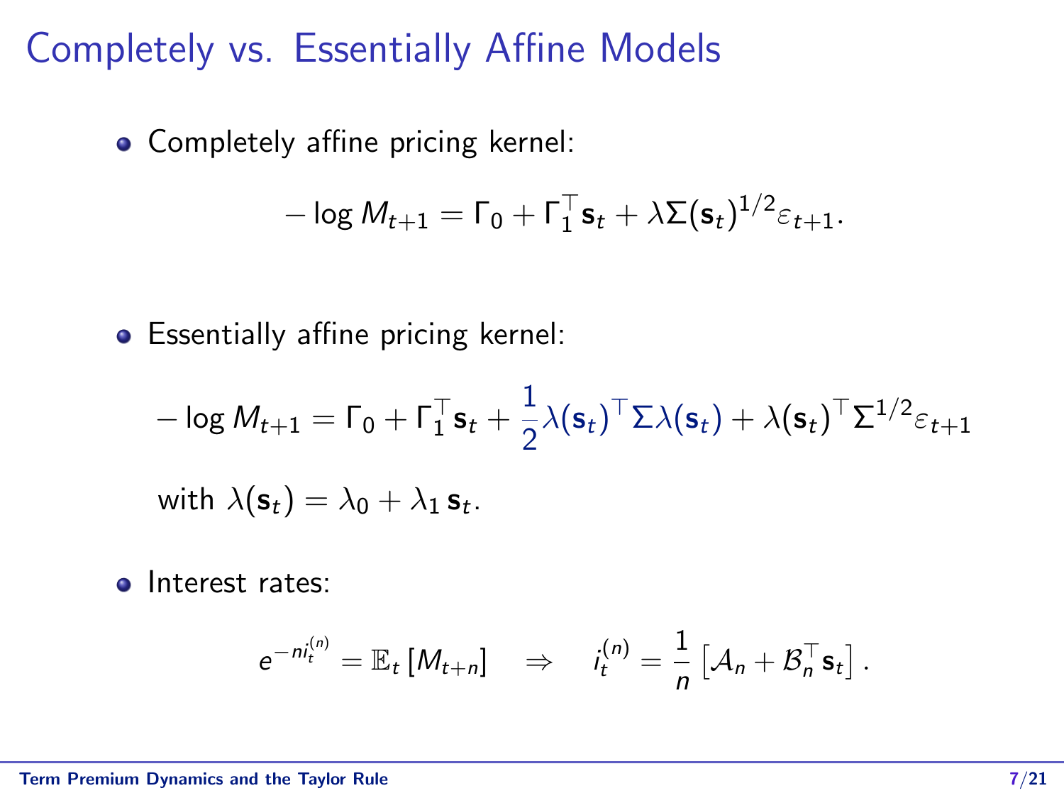# Completely vs. Essentially Affine Models

- Completely affine pricing kernel:

$$-\log M_{t+1} = \Gamma_0 + \Gamma_1^\top \mathbf{s}_t + \lambda \Sigma(\mathbf{s}_t)^{1/2} \varepsilon_{t+1}.$$

- Essentially affine pricing kernel:

$$-\log M_{t+1} = \Gamma_0 + \Gamma_1^\top \mathbf{s}_t + \frac{1}{2} \lambda(\mathbf{s}_t)^\top \Sigma \lambda(\mathbf{s}_t) + \lambda(\mathbf{s}_t)^\top \Sigma^{1/2} \varepsilon_{t+1}$$

  with $\lambda(\mathbf{s}_t) = \lambda_0 + \lambda_1 \, \mathbf{s}_t$.

- Interest rates:

$$e^{-n i_t^{(n)}} = \mathbb{E}_t \left[ M_{t+n} \right] \quad \Rightarrow \quad i_t^{(n)} = \frac{1}{n} \left[ \mathcal{A}_n + \mathcal{B}_n^\top \mathbf{s}_t \right].$$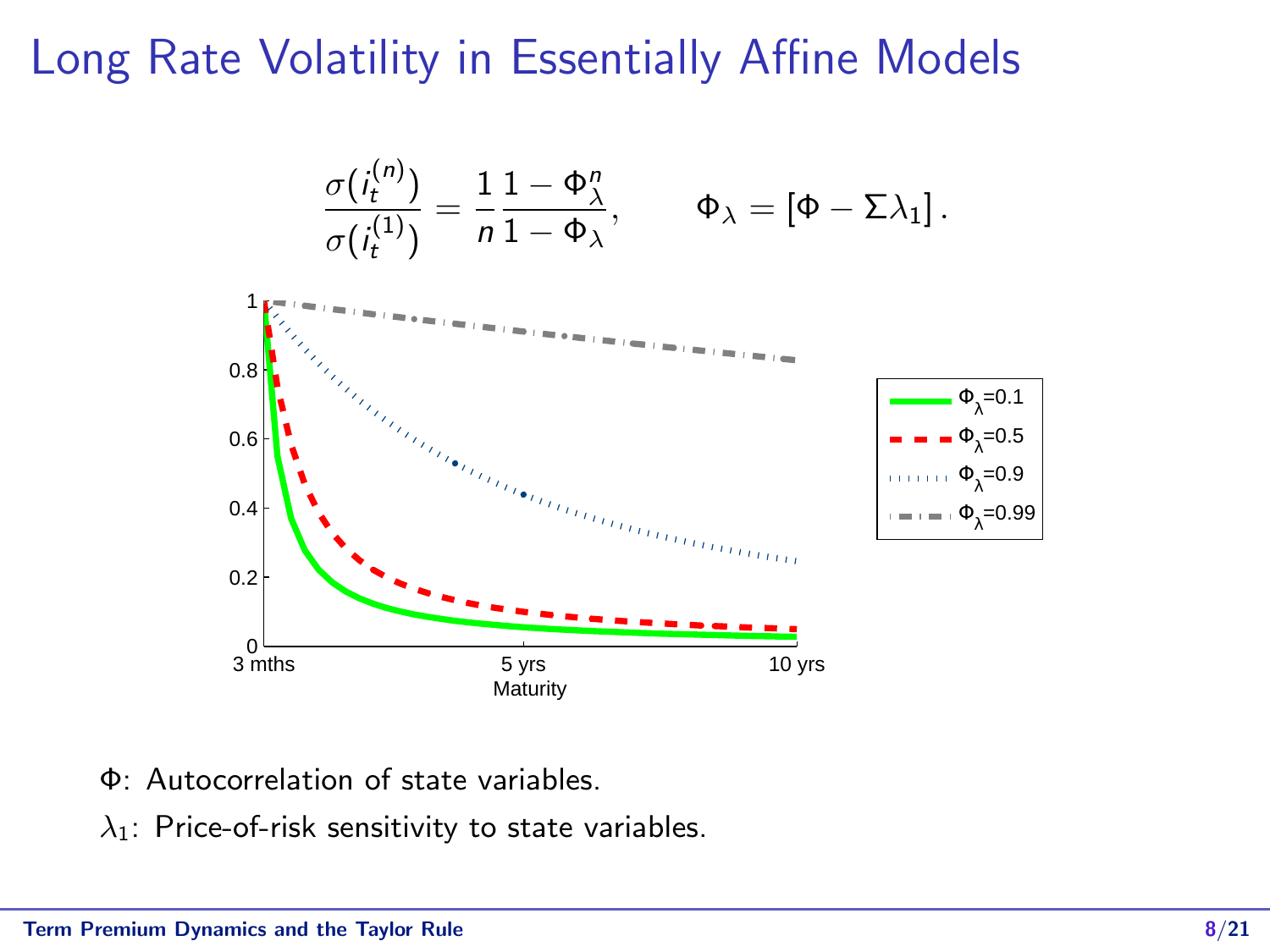# Long Rate Volatility in Essentially Affine Models

$$\frac{\sigma\big(i_t^{(n)}\big)}{\sigma\big(i_t^{(1)}\big)} = \frac{1}{n}\frac{1-\Phi_\lambda^n}{1-\Phi_\lambda}, \qquad \Phi_\lambda = \left[\Phi - \Sigma\lambda_1\right].$$

$\Phi$: Autocorrelation of state variables.

$\lambda_1$: Price-of-risk sensitivity to state variables.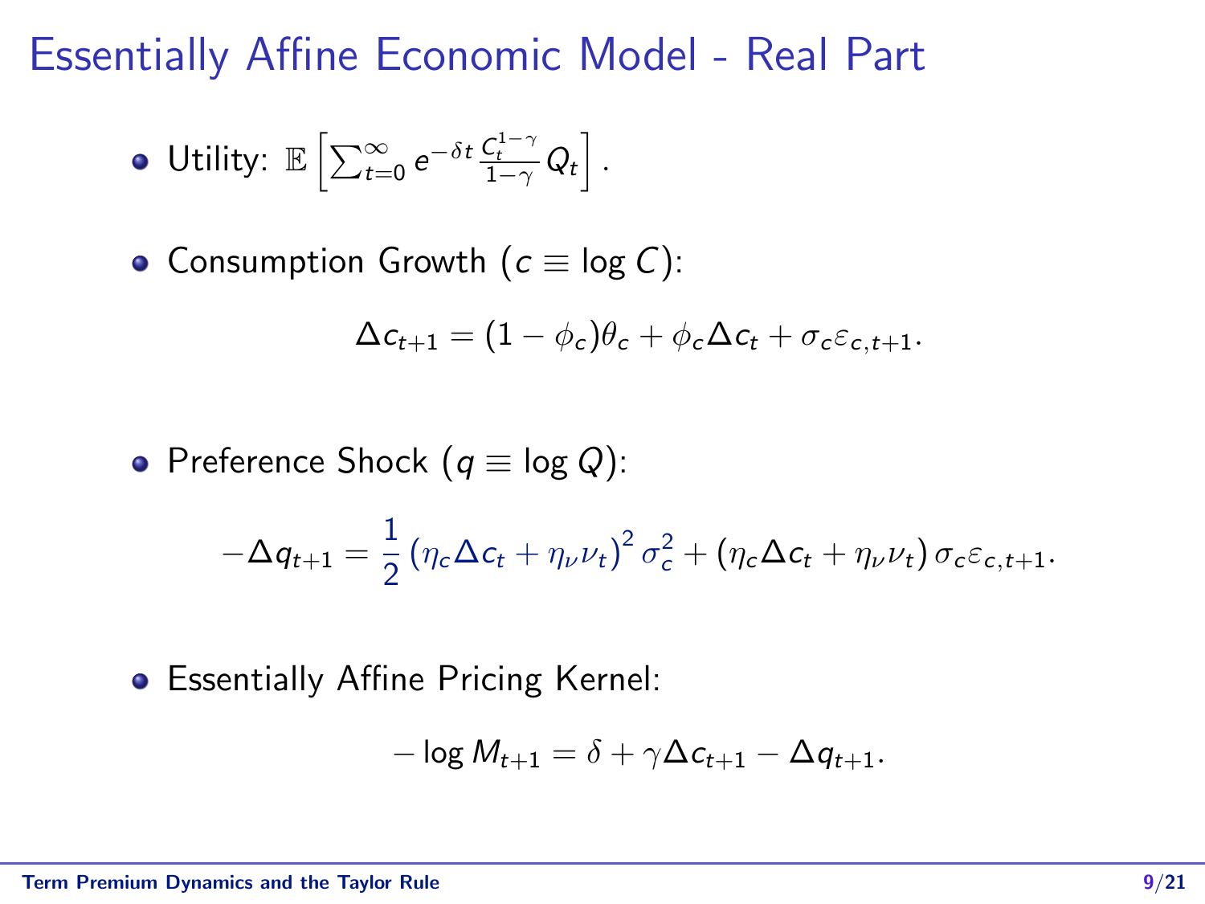# Essentially Affine Economic Model - Real Part

- Utility: $\mathbb{E}\left[\sum_{t=0}^{\infty} e^{-\delta t} \frac{C_t^{1-\gamma}}{1-\gamma} Q_t\right].$

- Consumption Growth ($c \equiv \log C$):

$$\Delta c_{t+1} = (1-\phi_c)\theta_c + \phi_c \Delta c_t + \sigma_c \varepsilon_{c,t+1}.$$

- Preference Shock ($q \equiv \log Q$):

$$-\Delta q_{t+1} = \frac{1}{2}\left(\eta_c \Delta c_t + \eta_\nu \nu_t\right)^2 \sigma_c^2 + \left(\eta_c \Delta c_t + \eta_\nu \nu_t\right) \sigma_c \varepsilon_{c,t+1}.$$

- Essentially Affine Pricing Kernel:

$$-\log M_{t+1} = \delta + \gamma \Delta c_{t+1} - \Delta q_{t+1}.$$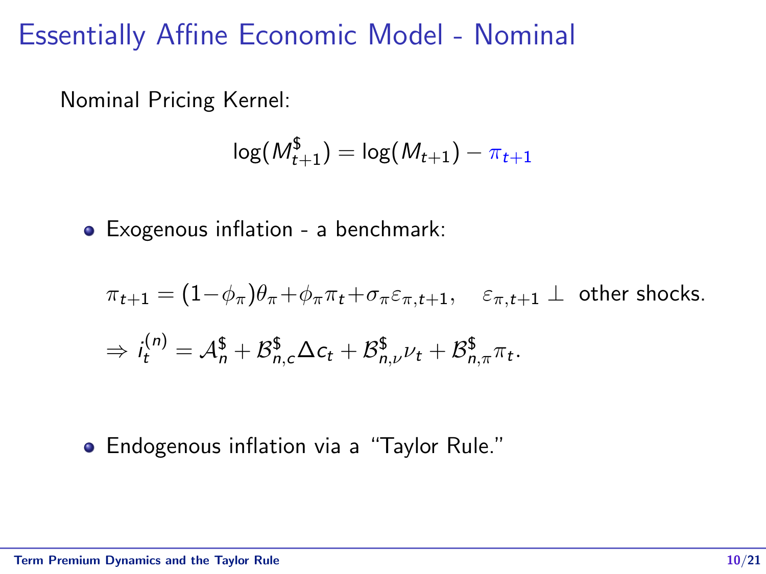# Essentially Affine Economic Model - Nominal

Nominal Pricing Kernel:

$$\log(M^{\$}_{t+1}) = \log(M_{t+1}) - \pi_{t+1}$$

- Exogenous inflation - a benchmark:

$$\pi_{t+1} = (1 - \phi_\pi)\theta_\pi + \phi_\pi \pi_t + \sigma_\pi \varepsilon_{\pi,t+1}, \quad \varepsilon_{\pi,t+1} \perp \text{ other shocks.}$$

$$\Rightarrow i^{(n)}_t = \mathcal{A}^{\$}_n + \mathcal{B}^{\$}_{n,c} \Delta c_t + \mathcal{B}^{\$}_{n,\nu} \nu_t + \mathcal{B}^{\$}_{n,\pi} \pi_t.$$

- Endogenous inflation via a "Taylor Rule."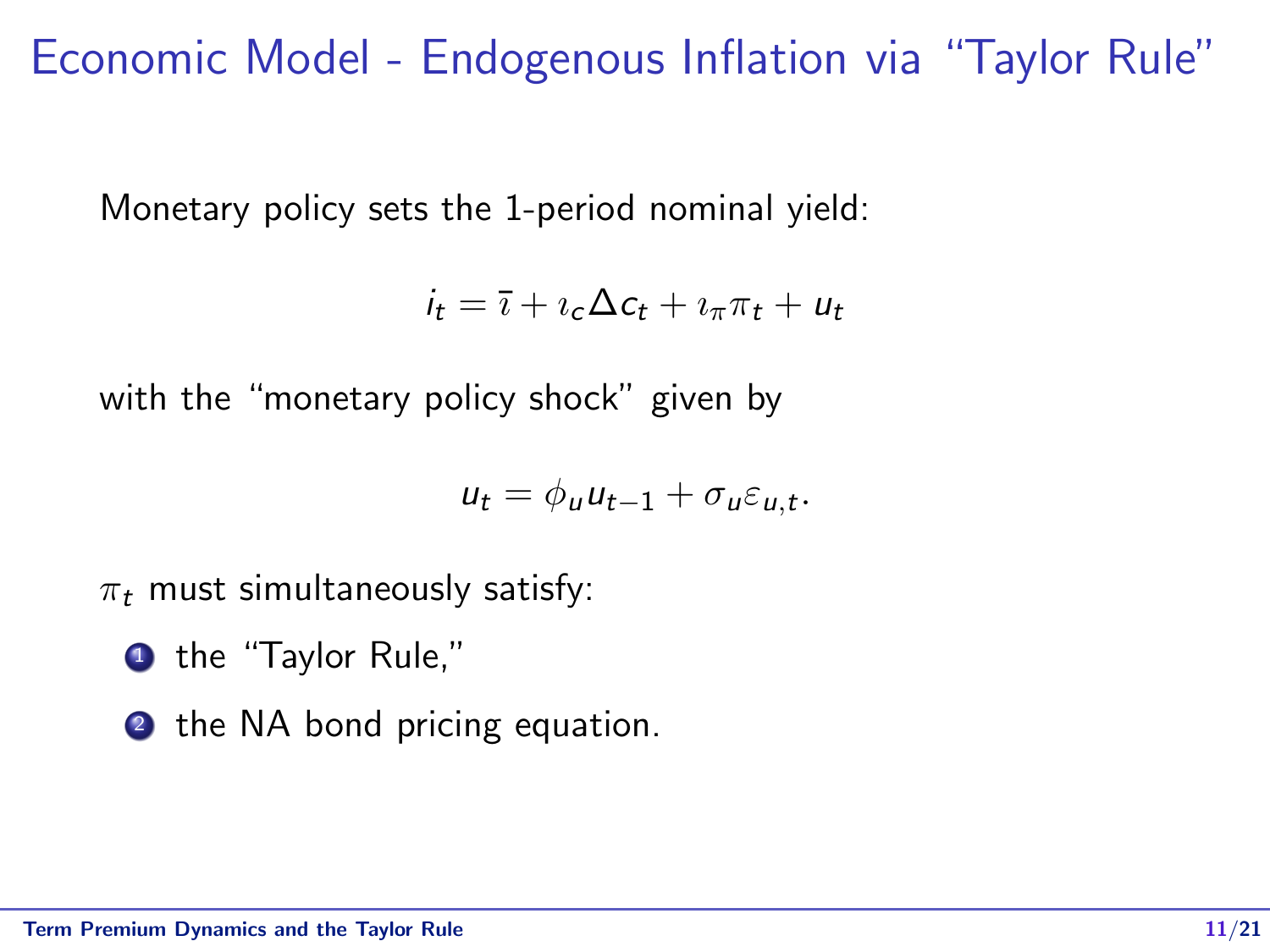# Economic Model - Endogenous Inflation via "Taylor Rule"

Monetary policy sets the 1-period nominal yield:

$$i_t = \bar{\imath} + \imath_c \Delta c_t + \imath_\pi \pi_t + u_t$$

with the "monetary policy shock" given by

$$u_t = \phi_u u_{t-1} + \sigma_u \varepsilon_{u,t}.$$

$\pi_t$ must simultaneously satisfy:

1. the "Taylor Rule,"
2. the NA bond pricing equation.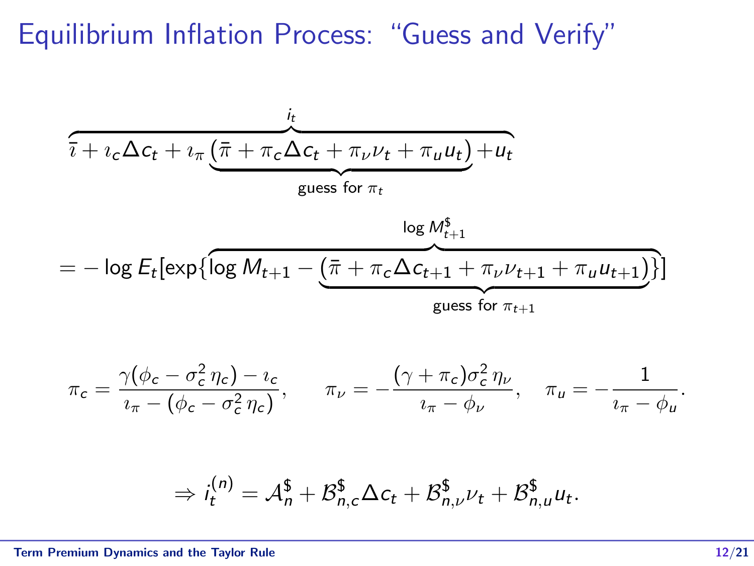# Equilibrium Inflation Process: "Guess and Verify"

$$
\overbrace{\bar{\imath} + \imath_c \Delta c_t + \imath_\pi \underbrace{\left(\bar{\pi} + \pi_c \Delta c_t + \pi_\nu \nu_t + \pi_u u_t\right)}_{\text{guess for } \pi_t} + u_t}^{i_t}
$$

$$
= -\log E_t[\exp\{\overbrace{\log M_{t+1} - \underbrace{\left(\bar{\pi} + \pi_c \Delta c_{t+1} + \pi_\nu \nu_{t+1} + \pi_u u_{t+1}\right)}_{\text{guess for } \pi_{t+1}}}^{\log M^\$_{t+1}}\}]
$$

$$
\pi_c = \frac{\gamma(\phi_c - \sigma_c^2 \eta_c) - \imath_c}{\imath_\pi - (\phi_c - \sigma_c^2 \eta_c)}, \qquad \pi_\nu = -\frac{(\gamma + \pi_c)\sigma_c^2 \eta_\nu}{\imath_\pi - \phi_\nu}, \quad \pi_u = -\frac{1}{\imath_\pi - \phi_u}.
$$

$$
\Rightarrow i_t^{(n)} = \mathcal{A}_n^\$ + \mathcal{B}_{n,c}^\$ \Delta c_t + \mathcal{B}_{n,\nu}^\$ \nu_t + \mathcal{B}_{n,u}^\$ u_t.
$$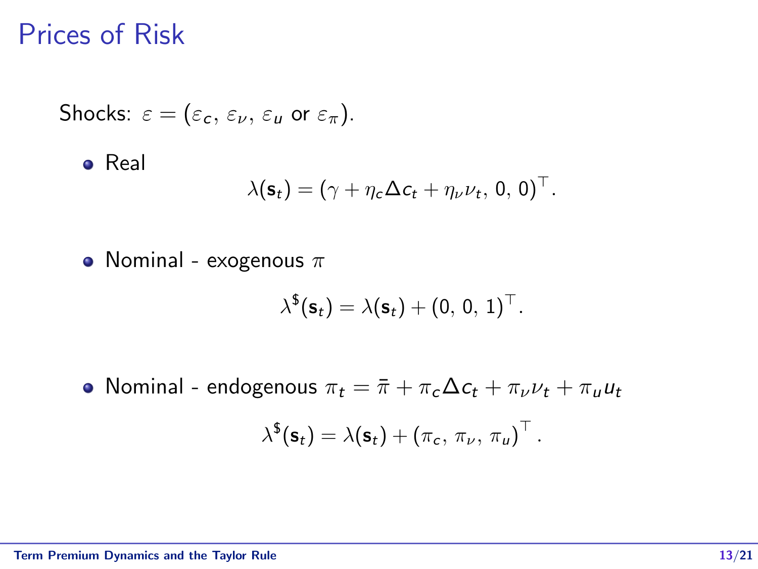# Prices of Risk

Shocks: $\varepsilon = (\varepsilon_c, \, \varepsilon_\nu, \, \varepsilon_u \text{ or } \varepsilon_\pi)$.

- Real

$$\lambda(\mathbf{s}_t) = (\gamma + \eta_c \Delta c_t + \eta_\nu \nu_t, \, 0, \, 0)^\top.$$

- Nominal - exogenous $\pi$

$$\lambda^\$(\mathbf{s}_t) = \lambda(\mathbf{s}_t) + (0, \, 0, \, 1)^\top.$$

- Nominal - endogenous $\pi_t = \bar{\pi} + \pi_c \Delta c_t + \pi_\nu \nu_t + \pi_u u_t$

$$\lambda^\$(\mathbf{s}_t) = \lambda(\mathbf{s}_t) + \left(\pi_c, \, \pi_\nu, \, \pi_u\right)^\top.$$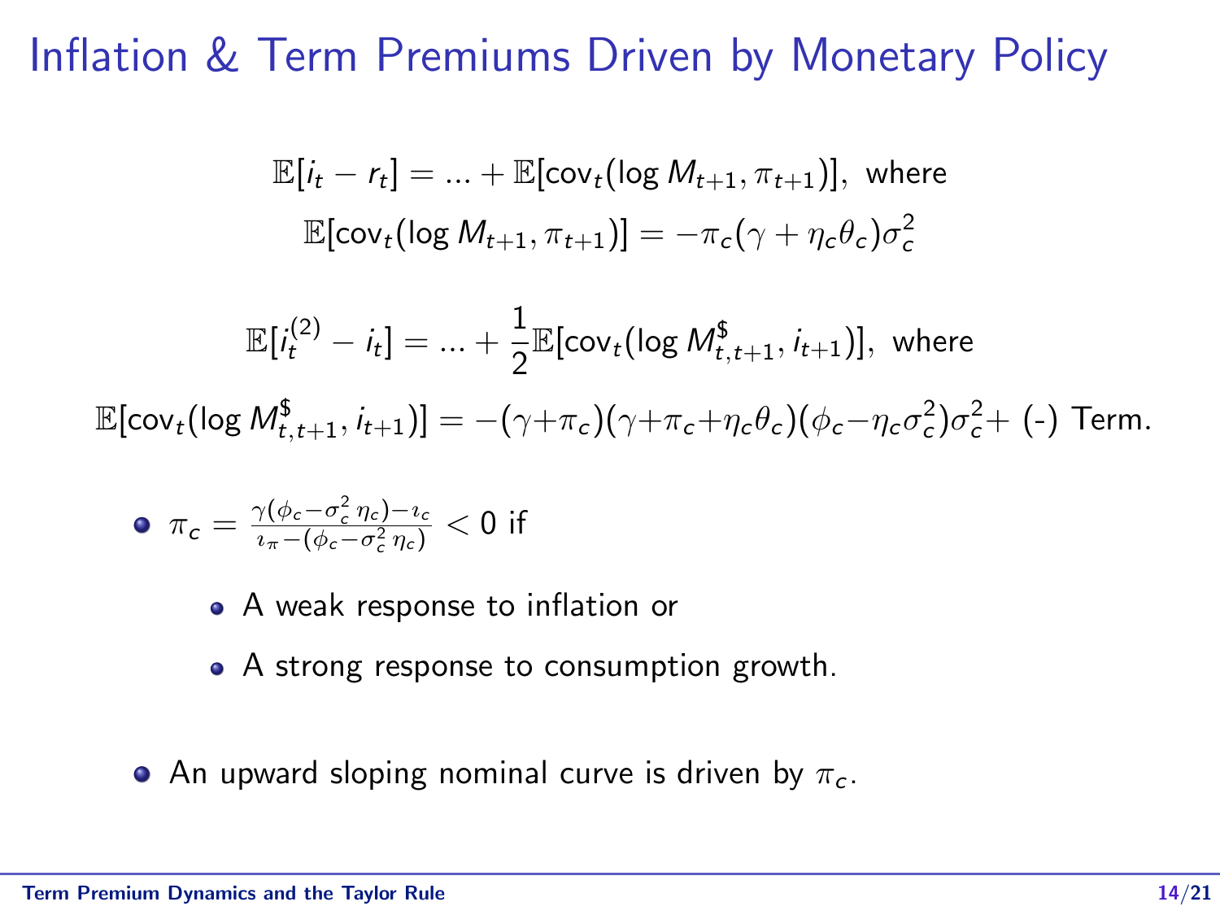# Inflation & Term Premiums Driven by Monetary Policy

$$\mathbb{E}[i_t - r_t] = \ldots + \mathbb{E}[\text{cov}_t(\log M_{t+1}, \pi_{t+1})], \text{ where}$$

$$\mathbb{E}[\text{cov}_t(\log M_{t+1}, \pi_{t+1})] = -\pi_c(\gamma + \eta_c\theta_c)\sigma_c^2$$

$$\mathbb{E}[i_t^{(2)} - i_t] = \ldots + \frac{1}{2}\mathbb{E}[\text{cov}_t(\log M_{t,t+1}^{\$}, i_{t+1})], \text{ where}$$

$$\mathbb{E}[\text{cov}_t(\log M_{t,t+1}^{\$}, i_{t+1})] = -(\gamma+\pi_c)(\gamma+\pi_c+\eta_c\theta_c)(\phi_c-\eta_c\sigma_c^2)\sigma_c^2 + \text{(-) Term.}$$

- $\pi_c = \frac{\gamma(\phi_c - \sigma_c^2\,\eta_c) - \imath_c}{\imath_\pi - (\phi_c - \sigma_c^2\,\eta_c)} < 0$ if
  - A weak response to inflation or
  - A strong response to consumption growth.
- An upward sloping nominal curve is driven by $\pi_c$.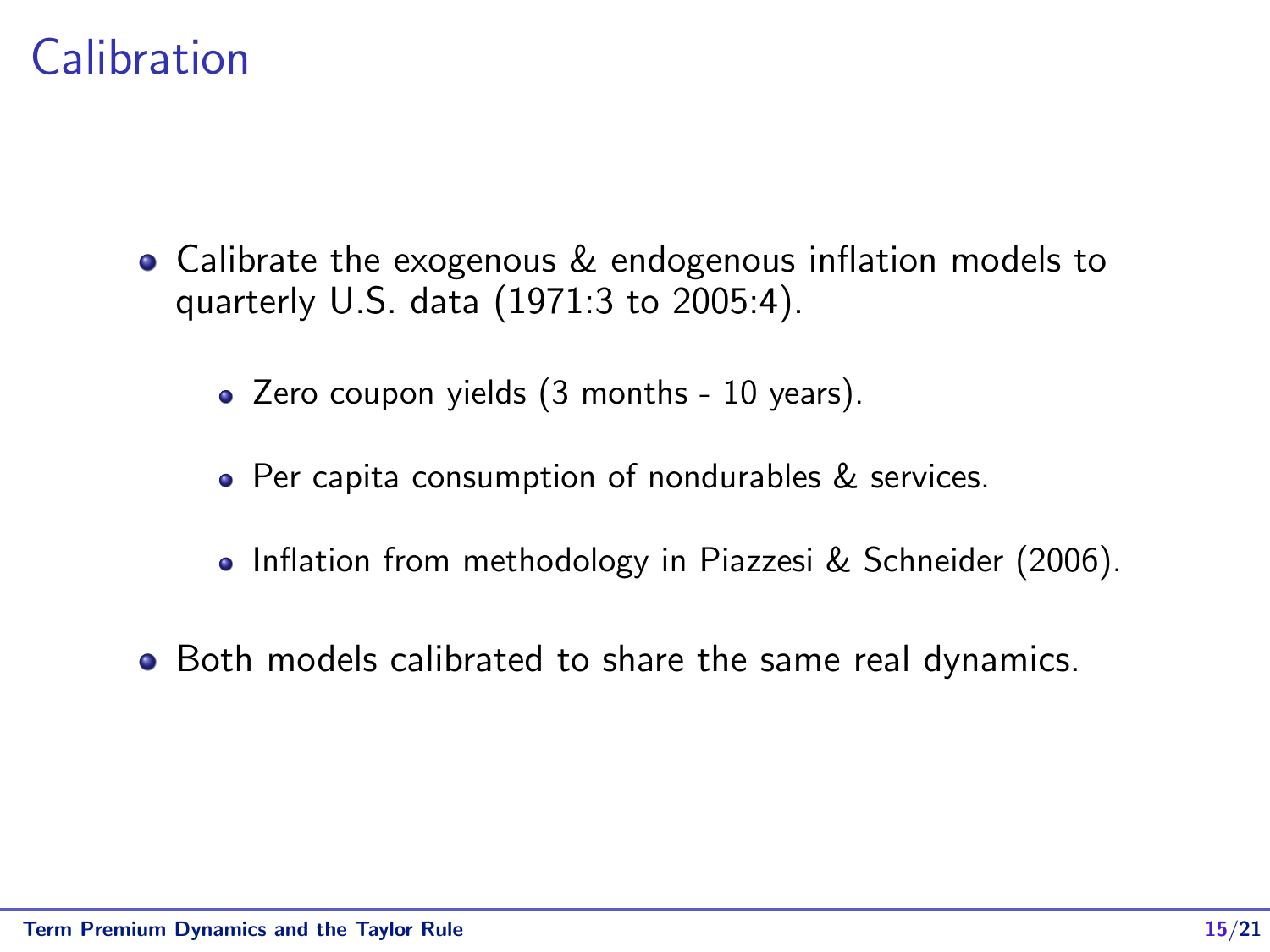# Calibration

- Calibrate the exogenous & endogenous inflation models to quarterly U.S. data (1971:3 to 2005:4).
  - Zero coupon yields (3 months - 10 years).
  - Per capita consumption of nondurables & services.
  - Inflation from methodology in Piazzesi & Schneider (2006).
- Both models calibrated to share the same real dynamics.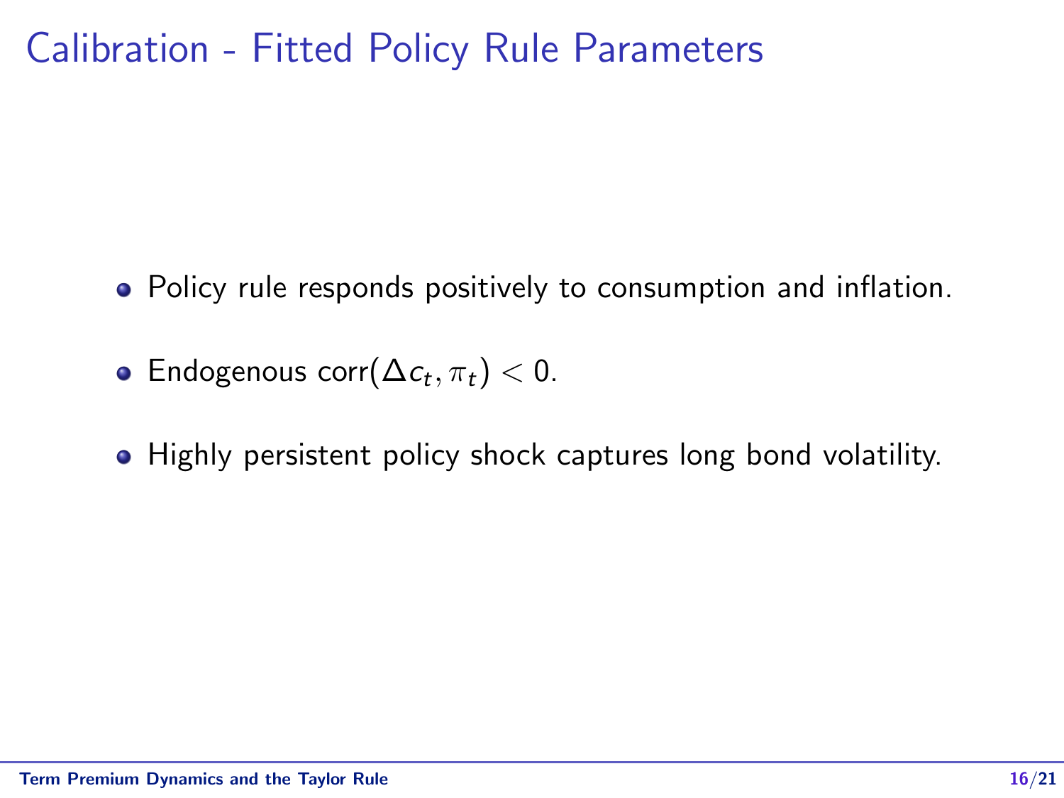# Calibration - Fitted Policy Rule Parameters

- Policy rule responds positively to consumption and inflation.
- Endogenous $\text{corr}(\Delta c_t, \pi_t) < 0$.
- Highly persistent policy shock captures long bond volatility.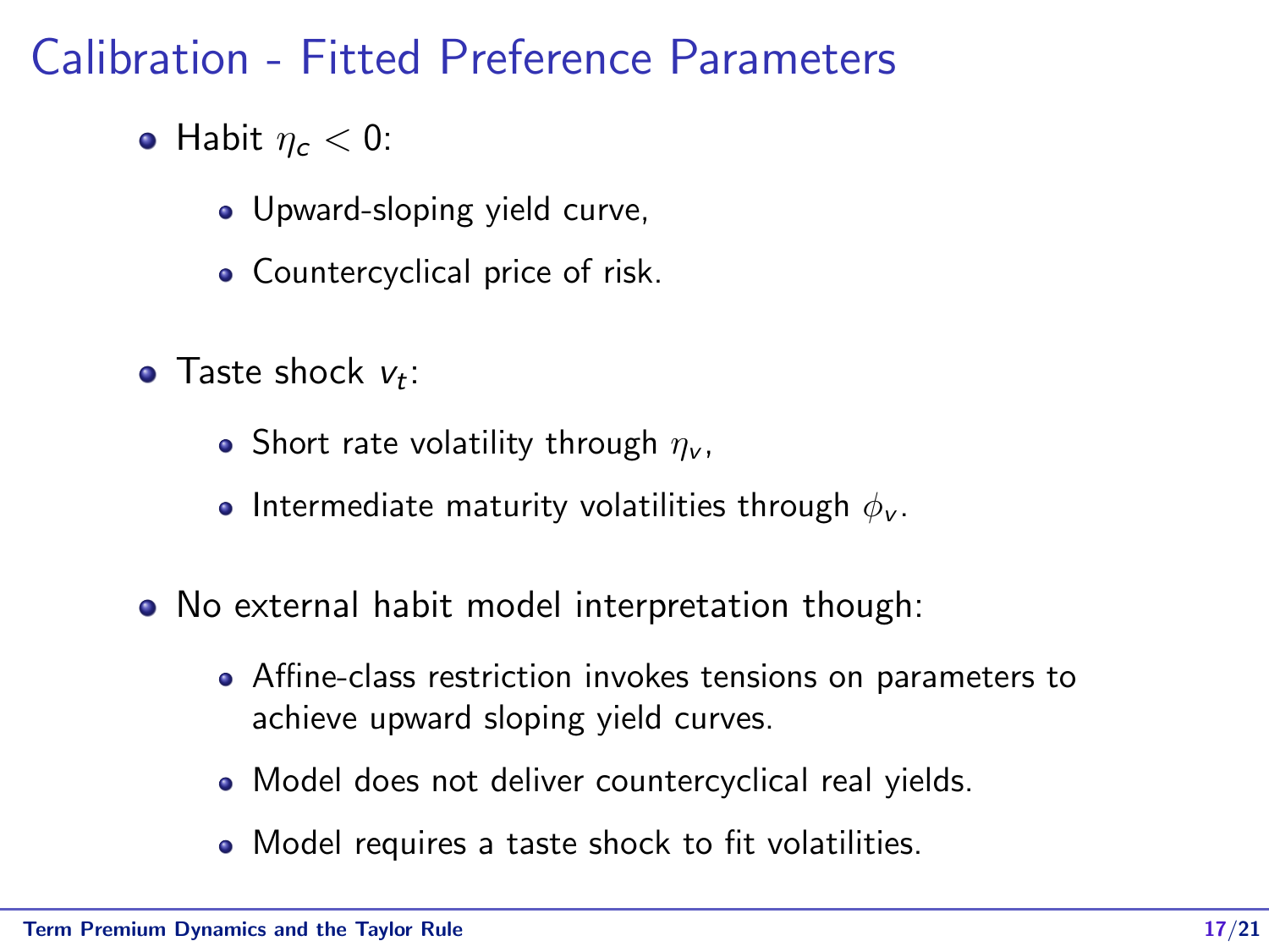# Calibration - Fitted Preference Parameters

- Habit $\eta_c < 0$:
  - Upward-sloping yield curve,
  - Countercyclical price of risk.
- Taste shock $v_t$:
  - Short rate volatility through $\eta_v$,
  - Intermediate maturity volatilities through $\phi_v$.
- No external habit model interpretation though:
  - Affine-class restriction invokes tensions on parameters to achieve upward sloping yield curves.
  - Model does not deliver countercyclical real yields.
  - Model requires a taste shock to fit volatilities.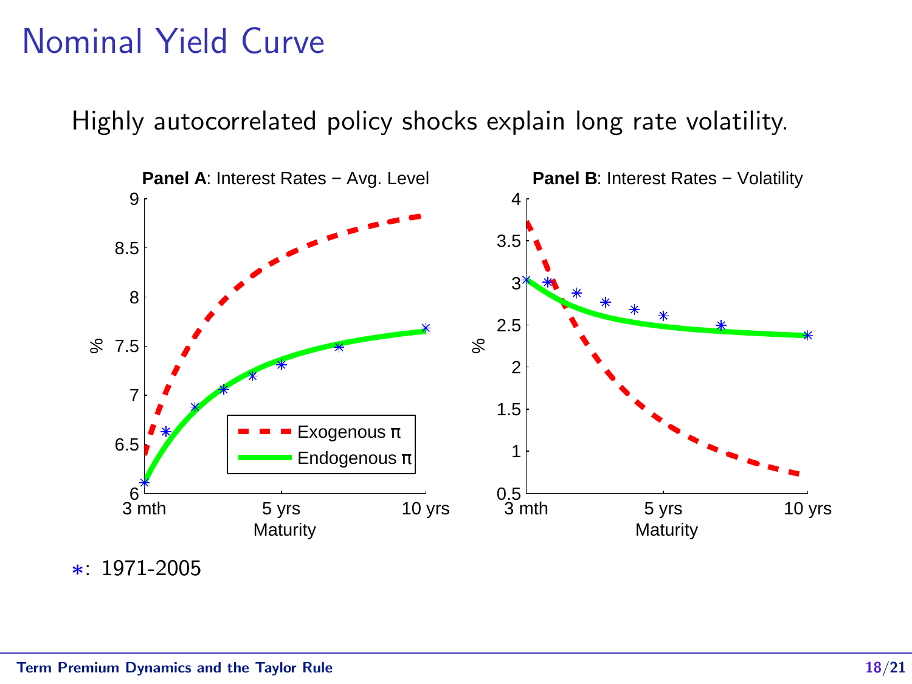# Nominal Yield Curve

Highly autocorrelated policy shocks explain long rate volatility.

**Panel A**: Interest Rates − Avg. Level

**Panel B**: Interest Rates − Volatility

Legend: Exogenous π (dashed); Endogenous π (solid)

Axes: % (vertical); Maturity: 3 mth, 5 yrs, 10 yrs (horizontal)

$*$: 1971-2005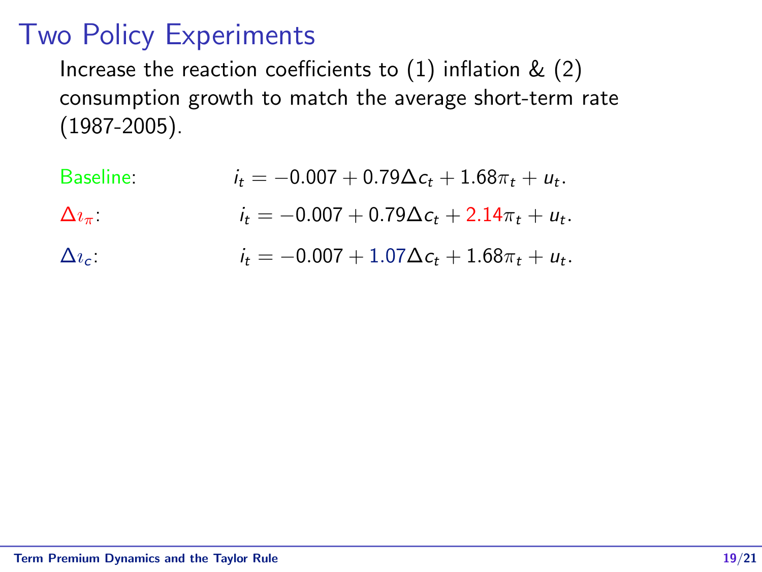# Two Policy Experiments

Increase the reaction coefficients to (1) inflation & (2) consumption growth to match the average short-term rate (1987-2005).

Baseline: $i_t = -0.007 + 0.79\Delta c_t + 1.68\pi_t + u_t.$

$\Delta\imath_\pi$: $i_t = -0.007 + 0.79\Delta c_t + 2.14\pi_t + u_t.$

$\Delta\imath_c$: $i_t = -0.007 + 1.07\Delta c_t + 1.68\pi_t + u_t.$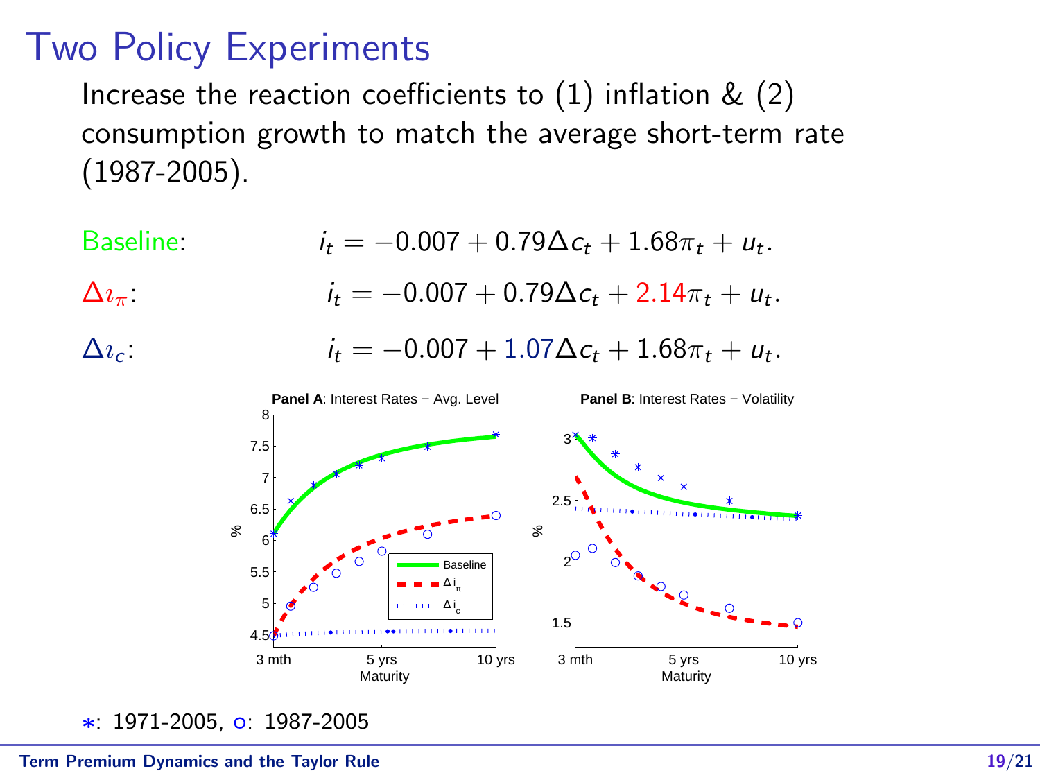# Two Policy Experiments

Increase the reaction coefficients to (1) inflation & (2) consumption growth to match the average short-term rate (1987-2005).

Baseline: $$i_t = -0.007 + 0.79\Delta c_t + 1.68\pi_t + u_t.$$

$\Delta\imath_\pi$: $$i_t = -0.007 + 0.79\Delta c_t + 2.14\pi_t + u_t.$$

$\Delta\imath_c$: $$i_t = -0.007 + 1.07\Delta c_t + 1.68\pi_t + u_t.$$

**Panel A**: Interest Rates − Avg. Level

**Panel B**: Interest Rates − Volatility

∗: 1971-2005, ∘: 1987-2005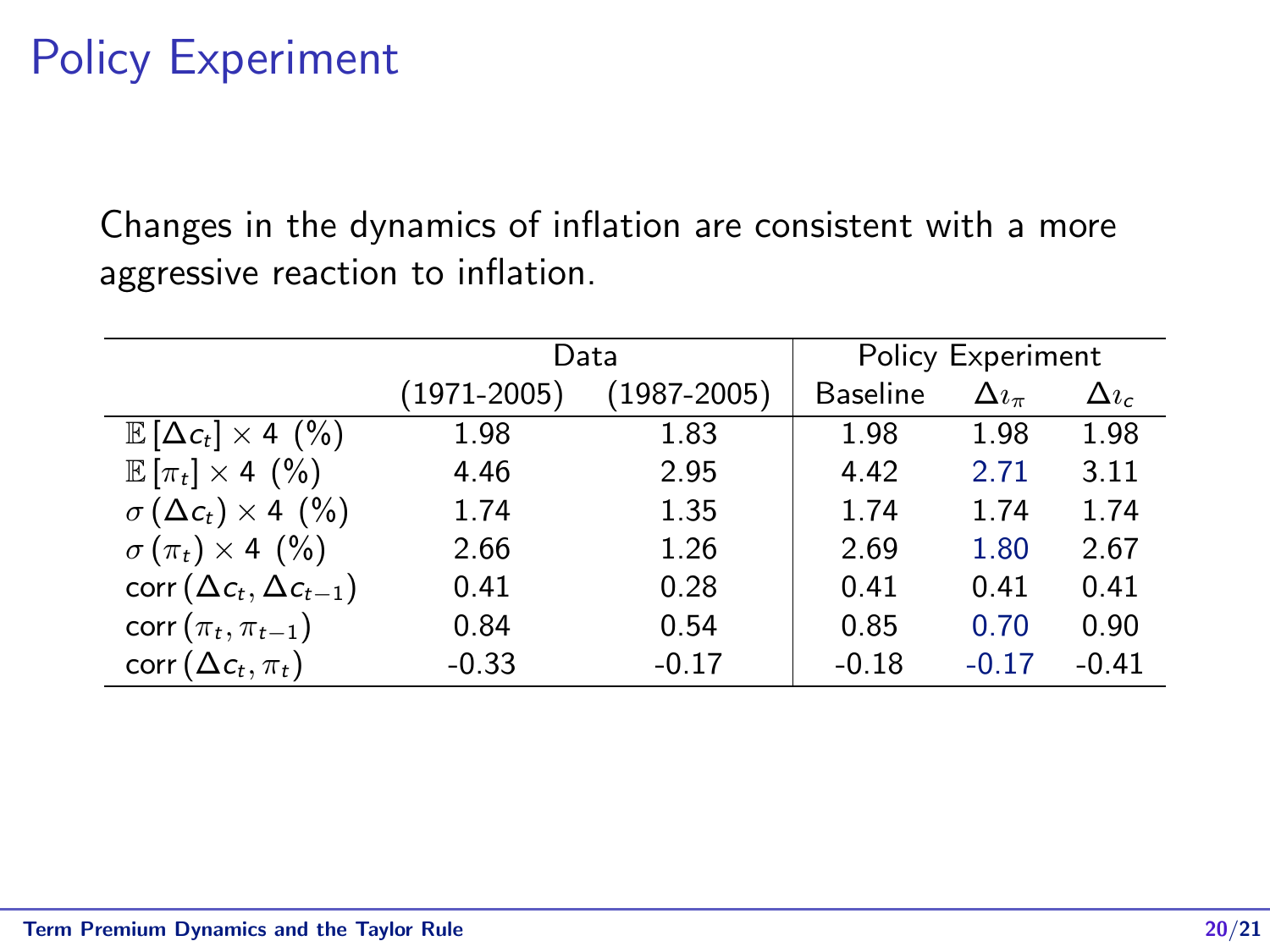# Policy Experiment

Changes in the dynamics of inflation are consistent with a more aggressive reaction to inflation.

| | Data | | Policy Experiment | | |
|---|---|---|---|---|---|
| | (1971-2005) | (1987-2005) | Baseline | $\Delta\imath_\pi$ | $\Delta\imath_c$ |
| $\mathbb{E}[\Delta c_t] \times 4$ (%) | 1.98 | 1.83 | 1.98 | 1.98 | 1.98 |
| $\mathbb{E}[\pi_t] \times 4$ (%) | 4.46 | 2.95 | 4.42 | 2.71 | 3.11 |
| $\sigma(\Delta c_t) \times 4$ (%) | 1.74 | 1.35 | 1.74 | 1.74 | 1.74 |
| $\sigma(\pi_t) \times 4$ (%) | 2.66 | 1.26 | 2.69 | 1.80 | 2.67 |
| $\text{corr}(\Delta c_t, \Delta c_{t-1})$ | 0.41 | 0.28 | 0.41 | 0.41 | 0.41 |
| $\text{corr}(\pi_t, \pi_{t-1})$ | 0.84 | 0.54 | 0.85 | 0.70 | 0.90 |
| $\text{corr}(\Delta c_t, \pi_t)$ | -0.33 | -0.17 | -0.18 | -0.17 | -0.41 |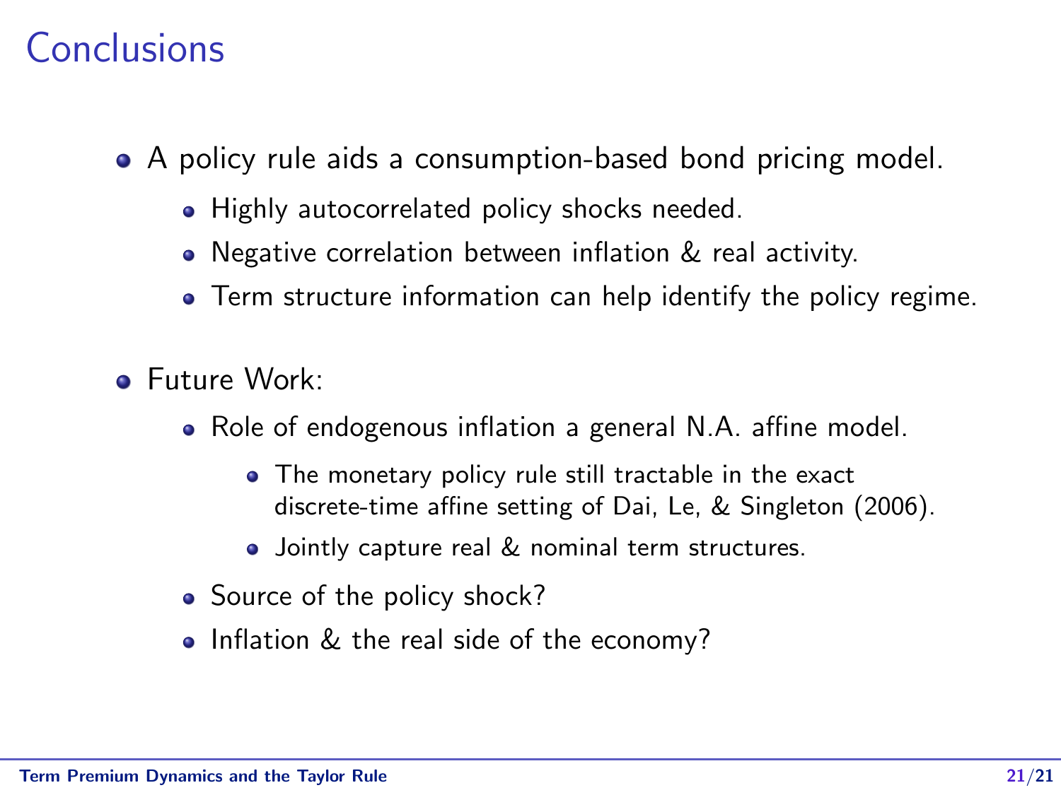# Conclusions

- A policy rule aids a consumption-based bond pricing model.
  - Highly autocorrelated policy shocks needed.
  - Negative correlation between inflation & real activity.
  - Term structure information can help identify the policy regime.
- Future Work:
  - Role of endogenous inflation a general N.A. affine model.
    - The monetary policy rule still tractable in the exact discrete-time affine setting of Dai, Le, & Singleton (2006).
    - Jointly capture real & nominal term structures.
  - Source of the policy shock?
  - Inflation & the real side of the economy?